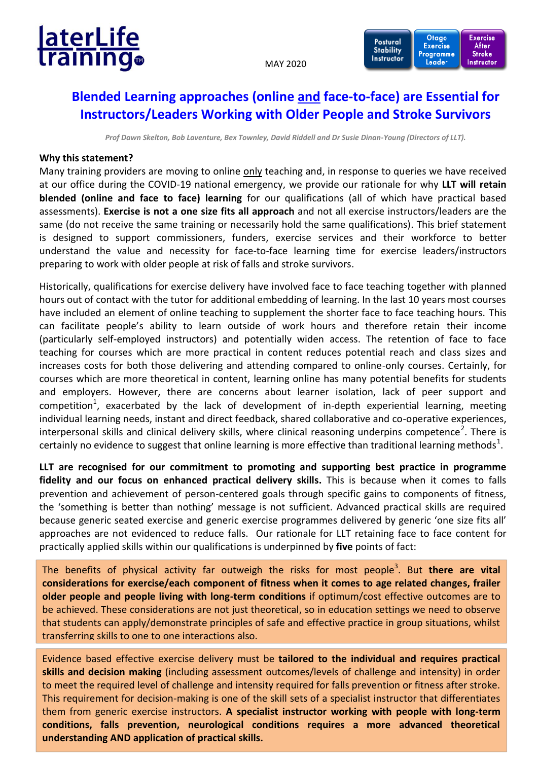laterLife training™

MAY 2020

Postural Stability Instructor | Otago Exercise Programme Leader | Exercise After Stroke Instructor

# Blended Learning approaches (online and face-to-face) are Essential for Instructors/Leaders Working with Older People and Stroke Survivors

*Prof Dawn Skelton, Bob Laventure, Bex Townley, David Riddell and Dr Susie Dinan-Young (Directors of LLT).*

**Why this statement?**

Many training providers are moving to online only teaching and, in response to queries we have received at our office during the COVID-19 national emergency, we provide our rationale for why **LLT will retain blended (online and face to face) learning** for our qualifications (all of which have practical based assessments). **Exercise is not a one size fits all approach** and not all exercise instructors/leaders are the same (do not receive the same training or necessarily hold the same qualifications). This brief statement is designed to support commissioners, funders, exercise services and their workforce to better understand the value and necessity for face-to-face learning time for exercise leaders/instructors preparing to work with older people at risk of falls and stroke survivors.

Historically, qualifications for exercise delivery have involved face to face teaching together with planned hours out of contact with the tutor for additional embedding of learning. In the last 10 years most courses have included an element of online teaching to supplement the shorter face to face teaching hours. This can facilitate people's ability to learn outside of work hours and therefore retain their income (particularly self-employed instructors) and potentially widen access. The retention of face to face teaching for courses which are more practical in content reduces potential reach and class sizes and increases costs for both those delivering and attending compared to online-only courses. Certainly, for courses which are more theoretical in content, learning online has many potential benefits for students and employers. However, there are concerns about learner isolation, lack of peer support and competition[1], exacerbated by the lack of development of in-depth experiential learning, meeting individual learning needs, instant and direct feedback, shared collaborative and co-operative experiences, interpersonal skills and clinical delivery skills, where clinical reasoning underpins competence[2]. There is certainly no evidence to suggest that online learning is more effective than traditional learning methods[1].

**LLT are recognised for our commitment to promoting and supporting best practice in programme fidelity and our focus on enhanced practical delivery skills.** This is because when it comes to falls prevention and achievement of person-centered goals through specific gains to components of fitness, the 'something is better than nothing' message is not sufficient. Advanced practical skills are required because generic seated exercise and generic exercise programmes delivered by generic 'one size fits all' approaches are not evidenced to reduce falls. Our rationale for LLT retaining face to face content for practically applied skills within our qualifications is underpinned by **five** points of fact:

The benefits of physical activity far outweigh the risks for most people[3]. But **there are vital considerations for exercise/each component of fitness when it comes to age related changes, frailer older people and people living with long-term conditions** if optimum/cost effective outcomes are to be achieved. These considerations are not just theoretical, so in education settings we need to observe that students can apply/demonstrate principles of safe and effective practice in group situations, whilst transferring skills to one to one interactions also.

Evidence based effective exercise delivery must be **tailored to the individual and requires practical skills and decision making** (including assessment outcomes/levels of challenge and intensity) in order to meet the required level of challenge and intensity required for falls prevention or fitness after stroke. This requirement for decision-making is one of the skill sets of a specialist instructor that differentiates them from generic exercise instructors. **A specialist instructor working with people with long-term conditions, falls prevention, neurological conditions requires a more advanced theoretical understanding AND application of practical skills.**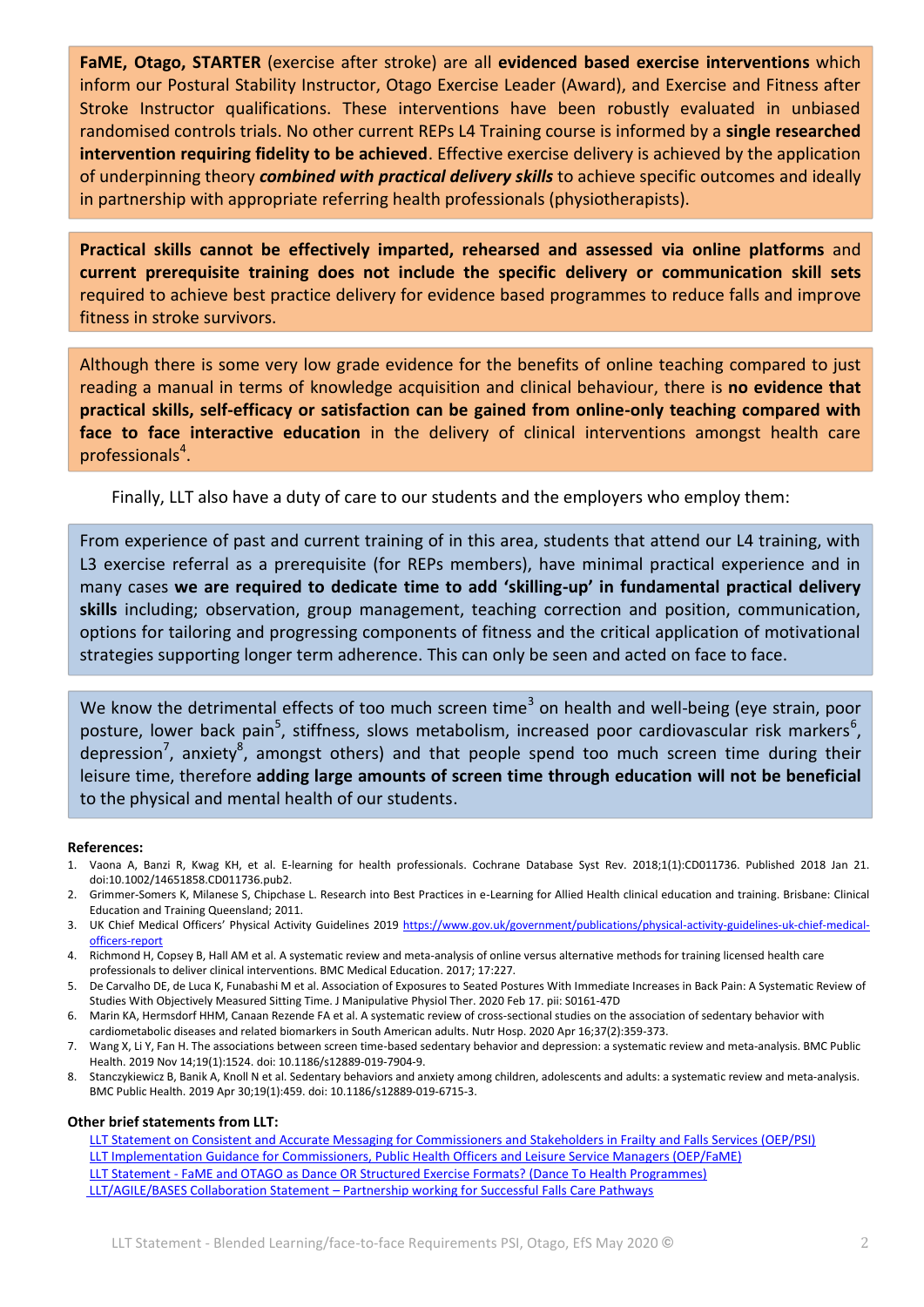**FaME, Otago, STARTER** (exercise after stroke) are all **evidenced based exercise interventions** which inform our Postural Stability Instructor, Otago Exercise Leader (Award), and Exercise and Fitness after Stroke Instructor qualifications. These interventions have been robustly evaluated in unbiased randomised controls trials. No other current REPs L4 Training course is informed by a **single researched intervention requiring fidelity to be achieved**. Effective exercise delivery is achieved by the application of underpinning theory ***combined with practical delivery skills*** to achieve specific outcomes and ideally in partnership with appropriate referring health professionals (physiotherapists).

**Practical skills cannot be effectively imparted, rehearsed and assessed via online platforms** and **current prerequisite training does not include the specific delivery or communication skill sets** required to achieve best practice delivery for evidence based programmes to reduce falls and improve fitness in stroke survivors.

Although there is some very low grade evidence for the benefits of online teaching compared to just reading a manual in terms of knowledge acquisition and clinical behaviour, there is **no evidence that practical skills, self-efficacy or satisfaction can be gained from online-only teaching compared with face to face interactive education** in the delivery of clinical interventions amongst health care professionals[4].

Finally, LLT also have a duty of care to our students and the employers who employ them:

From experience of past and current training of in this area, students that attend our L4 training, with L3 exercise referral as a prerequisite (for REPs members), have minimal practical experience and in many cases **we are required to dedicate time to add 'skilling-up' in fundamental practical delivery skills** including; observation, group management, teaching correction and position, communication, options for tailoring and progressing components of fitness and the critical application of motivational strategies supporting longer term adherence. This can only be seen and acted on face to face.

We know the detrimental effects of too much screen time[3] on health and well-being (eye strain, poor posture, lower back pain[5], stiffness, slows metabolism, increased poor cardiovascular risk markers[6], depression[7], anxiety[8], amongst others) and that people spend too much screen time during their leisure time, therefore **adding large amounts of screen time through education will not be beneficial** to the physical and mental health of our students.

**References:**

1. Vaona A, Banzi R, Kwag KH, et al. E-learning for health professionals. Cochrane Database Syst Rev. 2018;1(1):CD011736. Published 2018 Jan 21. doi:10.1002/14651858.CD011736.pub2.
2. Grimmer-Somers K, Milanese S, Chipchase L. Research into Best Practices in e-Learning for Allied Health clinical education and training. Brisbane: Clinical Education and Training Queensland; 2011.
3. UK Chief Medical Officers' Physical Activity Guidelines 2019 https://www.gov.uk/government/publications/physical-activity-guidelines-uk-chief-medical-officers-report
4. Richmond H, Copsey B, Hall AM et al. A systematic review and meta-analysis of online versus alternative methods for training licensed health care professionals to deliver clinical interventions. BMC Medical Education. 2017; 17:227.
5. De Carvalho DE, de Luca K, Funabashi M et al. Association of Exposures to Seated Postures With Immediate Increases in Back Pain: A Systematic Review of Studies With Objectively Measured Sitting Time. J Manipulative Physiol Ther. 2020 Feb 17. pii: S0161-47D
6. Marin KA, Hermsdorf HHM, Canaan Rezende FA et al. A systematic review of cross-sectional studies on the association of sedentary behavior with cardiometabolic diseases and related biomarkers in South American adults. Nutr Hosp. 2020 Apr 16;37(2):359-373.
7. Wang X, Li Y, Fan H. The associations between screen time-based sedentary behavior and depression: a systematic review and meta-analysis. BMC Public Health. 2019 Nov 14;19(1):1524. doi: 10.1186/s12889-019-7904-9.
8. Stanczykiewicz B, Banik A, Knoll N et al. Sedentary behaviors and anxiety among children, adolescents and adults: a systematic review and meta-analysis. BMC Public Health. 2019 Apr 30;19(1):459. doi: 10.1186/s12889-019-6715-3.

**Other brief statements from LLT:**

LLT Statement on Consistent and Accurate Messaging for Commissioners and Stakeholders in Frailty and Falls Services (OEP/PSI)
LLT Implementation Guidance for Commissioners, Public Health Officers and Leisure Service Managers (OEP/FaME)
LLT Statement - FaME and OTAGO as Dance OR Structured Exercise Formats? (Dance To Health Programmes)
LLT/AGILE/BASES Collaboration Statement – Partnership working for Successful Falls Care Pathways